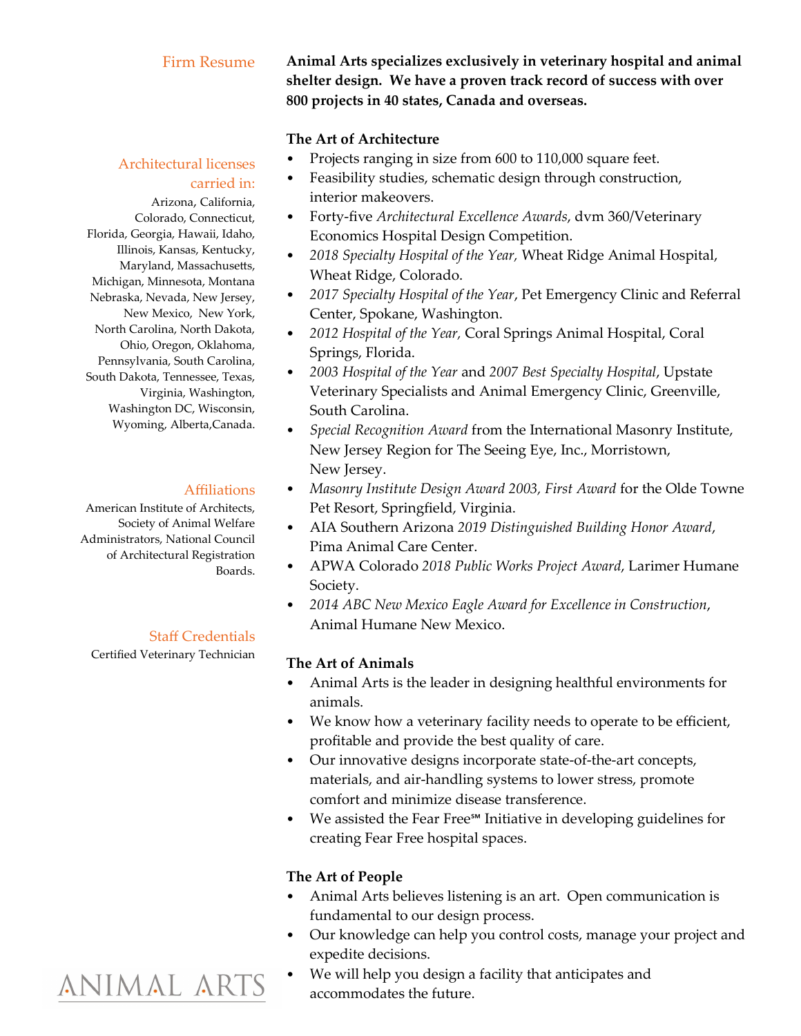## Firm Resume

**Animal Arts specializes exclusively in veterinary hospital and animal shelter design. We have a proven track record of success with over 800 projects in 40 states, Canada and overseas.**

### Architectural licenses carried in:

Arizona, California, Colorado, Connecticut, Florida, Georgia, Hawaii, Idaho, Illinois, Kansas, Kentucky, Maryland, Massachusetts, Michigan, Minnesota, Montana Nebraska, Nevada, New Jersey, New Mexico, New York, North Carolina, North Dakota, Ohio, Oregon, Oklahoma, Pennsylvania, South Carolina, South Dakota, Tennessee, Texas, Virginia, Washington, Washington DC, Wisconsin, Wyoming, Alberta,Canada.

### Affiliations

American Institute of Architects, Society of Animal Welfare Administrators, National Council of Architectural Registration Boards.

### Staff Credentials

Certified Veterinary Technician

### The Art of Architecture

- Projects ranging in size from 600 to 110,000 square feet.
- Feasibility studies, schematic design through construction, interior makeovers.
- Forty-five *Architectural Excellence Awards*, dvm 360/Veterinary Economics Hospital Design Competition.
- *2018 Specialty Hospital of the Year,* Wheat Ridge Animal Hospital, Wheat Ridge, Colorado.
- *2017 Specialty Hospital of the Year*, Pet Emergency Clinic and Referral Center, Spokane, Washington.
- *2012 Hospital of the Year,* Coral Springs Animal Hospital, Coral Springs, Florida.
- *2003 Hospital of the Year* and *2007 Best Specialty Hospital*, Upstate Veterinary Specialists and Animal Emergency Clinic, Greenville, South Carolina.
- *Special Recognition Award* from the International Masonry Institute, New Jersey Region for The Seeing Eye, Inc., Morristown, New Jersey.
- *Masonry Institute Design Award 2003, First Award* for the Olde Towne Pet Resort, Springfield, Virginia.
- AIA Southern Arizona *2019 Distinguished Building Honor Award*, Pima Animal Care Center.
- APWA Colorado *2018 Public Works Project Award*, Larimer Humane Society.
- *2014 ABC New Mexico Eagle Award for Excellence in Construction*, Animal Humane New Mexico.

### The Art of Animals

- Animal Arts is the leader in designing healthful environments for animals.
- We know how a veterinary facility needs to operate to be efficient, profitable and provide the best quality of care.
- Our innovative designs incorporate state-of-the-art concepts, materials, and air-handling systems to lower stress, promote comfort and minimize disease transference.
- We assisted the Fear Free℠ Initiative in developing guidelines for creating Fear Free hospital spaces.

### The Art of People

- Animal Arts believes listening is an art. Open communication is fundamental to our design process.
- Our knowledge can help you control costs, manage your project and expedite decisions.
- We will help you design a facility that anticipates and accommodates the future.

ANIMAL ARTS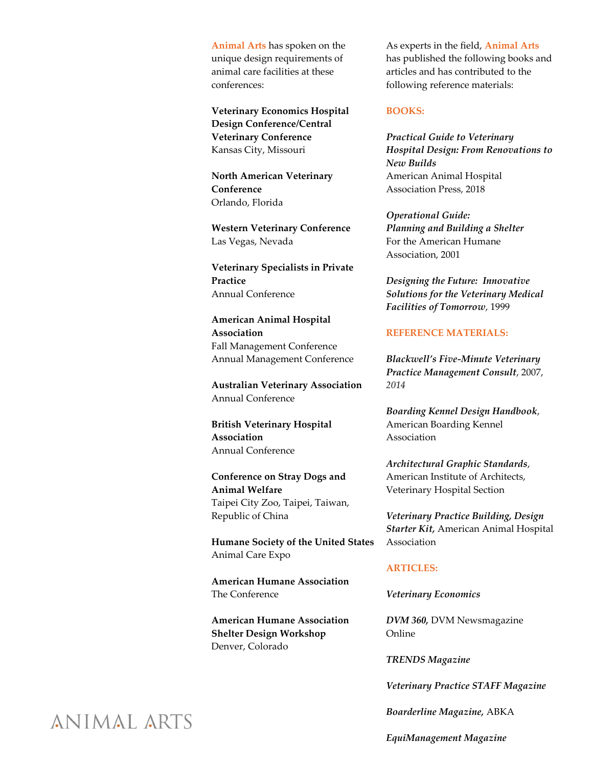**Animal Arts** has spoken on the unique design requirements of animal care facilities at these conferences:

**Veterinary Economics Hospital Design Conference/Central Veterinary Conference**
Kansas City, Missouri

**North American Veterinary Conference**
Orlando, Florida

**Western Veterinary Conference**
Las Vegas, Nevada

**Veterinary Specialists in Private Practice**
Annual Conference

**American Animal Hospital Association**
Fall Management Conference
Annual Management Conference

**Australian Veterinary Association**
Annual Conference

**British Veterinary Hospital Association**
Annual Conference

**Conference on Stray Dogs and Animal Welfare**
Taipei City Zoo, Taipei, Taiwan, Republic of China

**Humane Society of the United States**
Animal Care Expo

**American Humane Association**
The Conference

**American Humane Association Shelter Design Workshop**
Denver, Colorado

As experts in the field, **Animal Arts** has published the following books and articles and has contributed to the following reference materials:

## BOOKS:

***Practical Guide to Veterinary Hospital Design: From Renovations to New Builds***
American Animal Hospital Association Press, 2018

***Operational Guide: Planning and Building a Shelter***
For the American Humane Association, 2001

***Designing the Future: Innovative Solutions for the Veterinary Medical Facilities of Tomorrow***, 1999

## REFERENCE MATERIALS:

***Blackwell's Five-Minute Veterinary Practice Management Consult***, 2007, *2014*

***Boarding Kennel Design Handbook***, American Boarding Kennel Association

***Architectural Graphic Standards***, American Institute of Architects, Veterinary Hospital Section

***Veterinary Practice Building, Design Starter Kit***, American Animal Hospital Association

## ARTICLES:

***Veterinary Economics***

***DVM 360***, DVM Newsmagazine Online

***TRENDS Magazine***

***Veterinary Practice STAFF Magazine***

***Boarderline Magazine***, ABKA

***EquiManagement Magazine***

ANIMAL ARTS